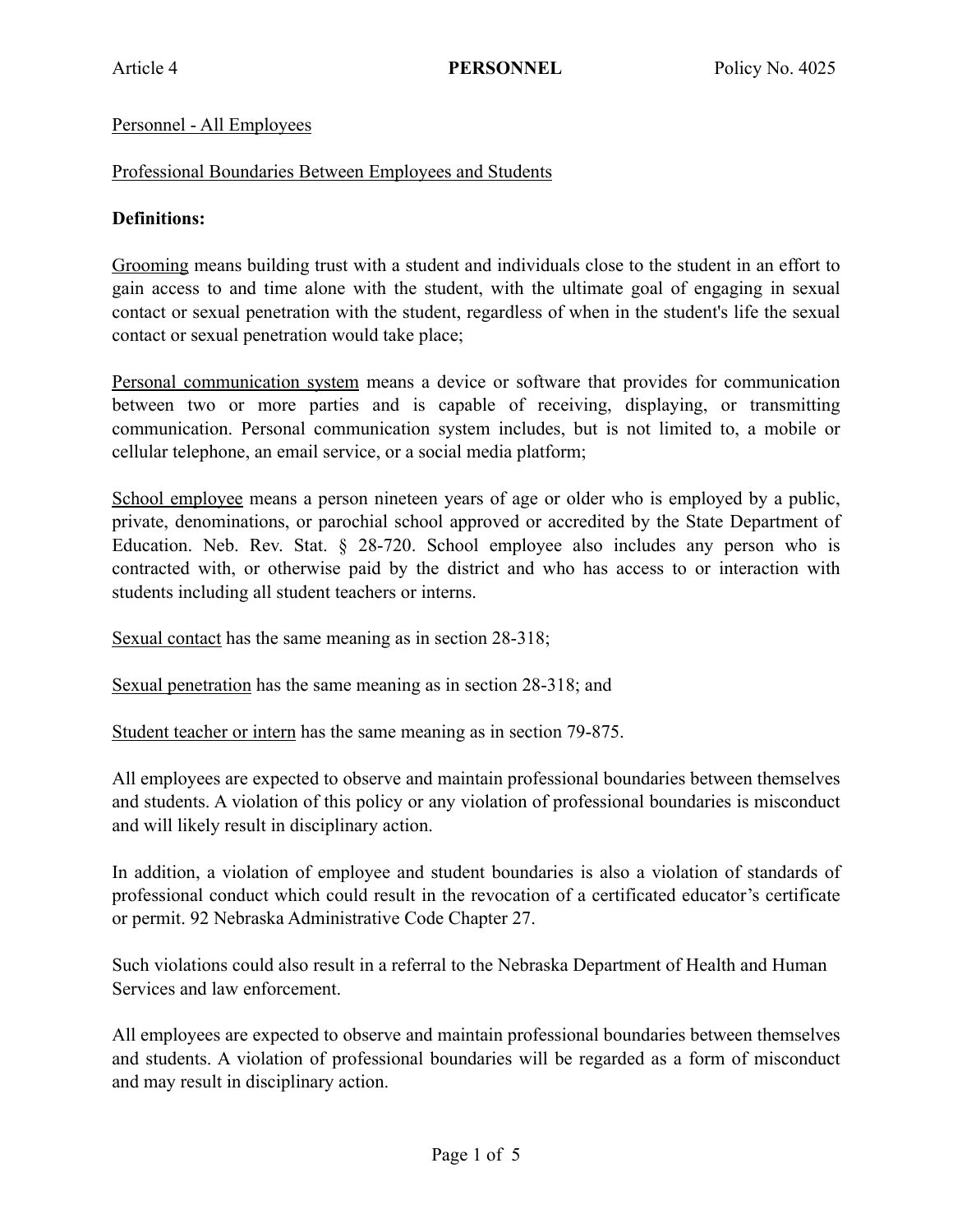Article 4 **PERSONNEL** Policy No. 4025

Personnel - All Employees

Professional Boundaries Between Employees and Students

**Definitions:**

Grooming means building trust with a student and individuals close to the student in an effort to gain access to and time alone with the student, with the ultimate goal of engaging in sexual contact or sexual penetration with the student, regardless of when in the student's life the sexual contact or sexual penetration would take place;

Personal communication system means a device or software that provides for communication between two or more parties and is capable of receiving, displaying, or transmitting communication. Personal communication system includes, but is not limited to, a mobile or cellular telephone, an email service, or a social media platform;

School employee means a person nineteen years of age or older who is employed by a public, private, denominations, or parochial school approved or accredited by the State Department of Education. Neb. Rev. Stat. § 28-720. School employee also includes any person who is contracted with, or otherwise paid by the district and who has access to or interaction with students including all student teachers or interns.

Sexual contact has the same meaning as in section 28-318;

Sexual penetration has the same meaning as in section 28-318; and

Student teacher or intern has the same meaning as in section 79-875.

All employees are expected to observe and maintain professional boundaries between themselves and students. A violation of this policy or any violation of professional boundaries is misconduct and will likely result in disciplinary action.

In addition, a violation of employee and student boundaries is also a violation of standards of professional conduct which could result in the revocation of a certificated educator's certificate or permit. 92 Nebraska Administrative Code Chapter 27.

Such violations could also result in a referral to the Nebraska Department of Health and Human Services and law enforcement.

All employees are expected to observe and maintain professional boundaries between themselves and students. A violation of professional boundaries will be regarded as a form of misconduct and may result in disciplinary action.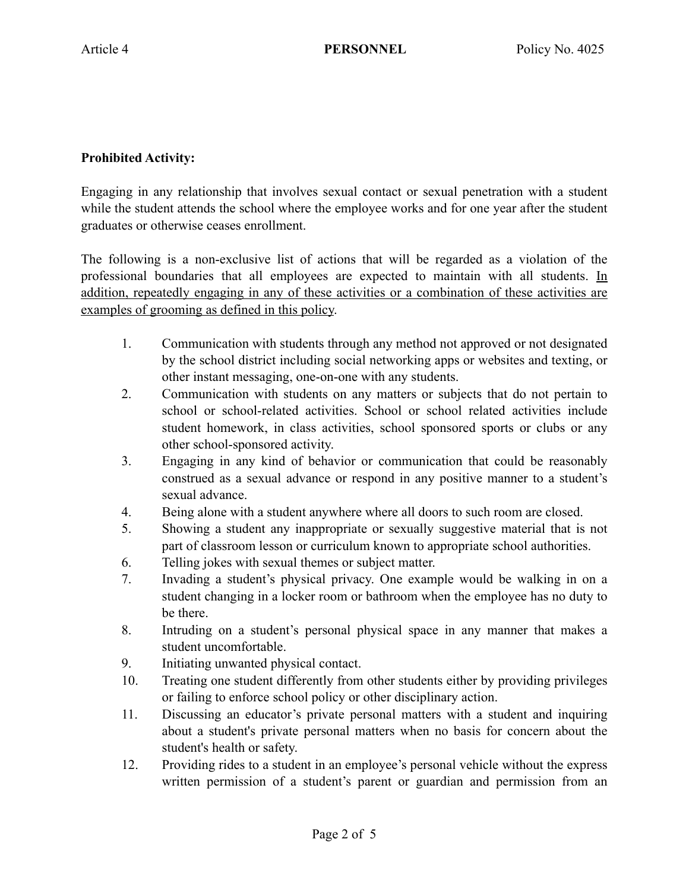**Prohibited Activity:**

Engaging in any relationship that involves sexual contact or sexual penetration with a student while the student attends the school where the employee works and for one year after the student graduates or otherwise ceases enrollment.

The following is a non-exclusive list of actions that will be regarded as a violation of the professional boundaries that all employees are expected to maintain with all students. <u>In addition, repeatedly engaging in any of these activities or a combination of these activities are examples of grooming as defined in this policy</u>.

1. Communication with students through any method not approved or not designated by the school district including social networking apps or websites and texting, or other instant messaging, one-on-one with any students.
2. Communication with students on any matters or subjects that do not pertain to school or school-related activities. School or school related activities include student homework, in class activities, school sponsored sports or clubs or any other school-sponsored activity.
3. Engaging in any kind of behavior or communication that could be reasonably construed as a sexual advance or respond in any positive manner to a student's sexual advance.
4. Being alone with a student anywhere where all doors to such room are closed.
5. Showing a student any inappropriate or sexually suggestive material that is not part of classroom lesson or curriculum known to appropriate school authorities.
6. Telling jokes with sexual themes or subject matter.
7. Invading a student's physical privacy. One example would be walking in on a student changing in a locker room or bathroom when the employee has no duty to be there.
8. Intruding on a student's personal physical space in any manner that makes a student uncomfortable.
9. Initiating unwanted physical contact.
10. Treating one student differently from other students either by providing privileges or failing to enforce school policy or other disciplinary action.
11. Discussing an educator's private personal matters with a student and inquiring about a student's private personal matters when no basis for concern about the student's health or safety.
12. Providing rides to a student in an employee's personal vehicle without the express written permission of a student's parent or guardian and permission from an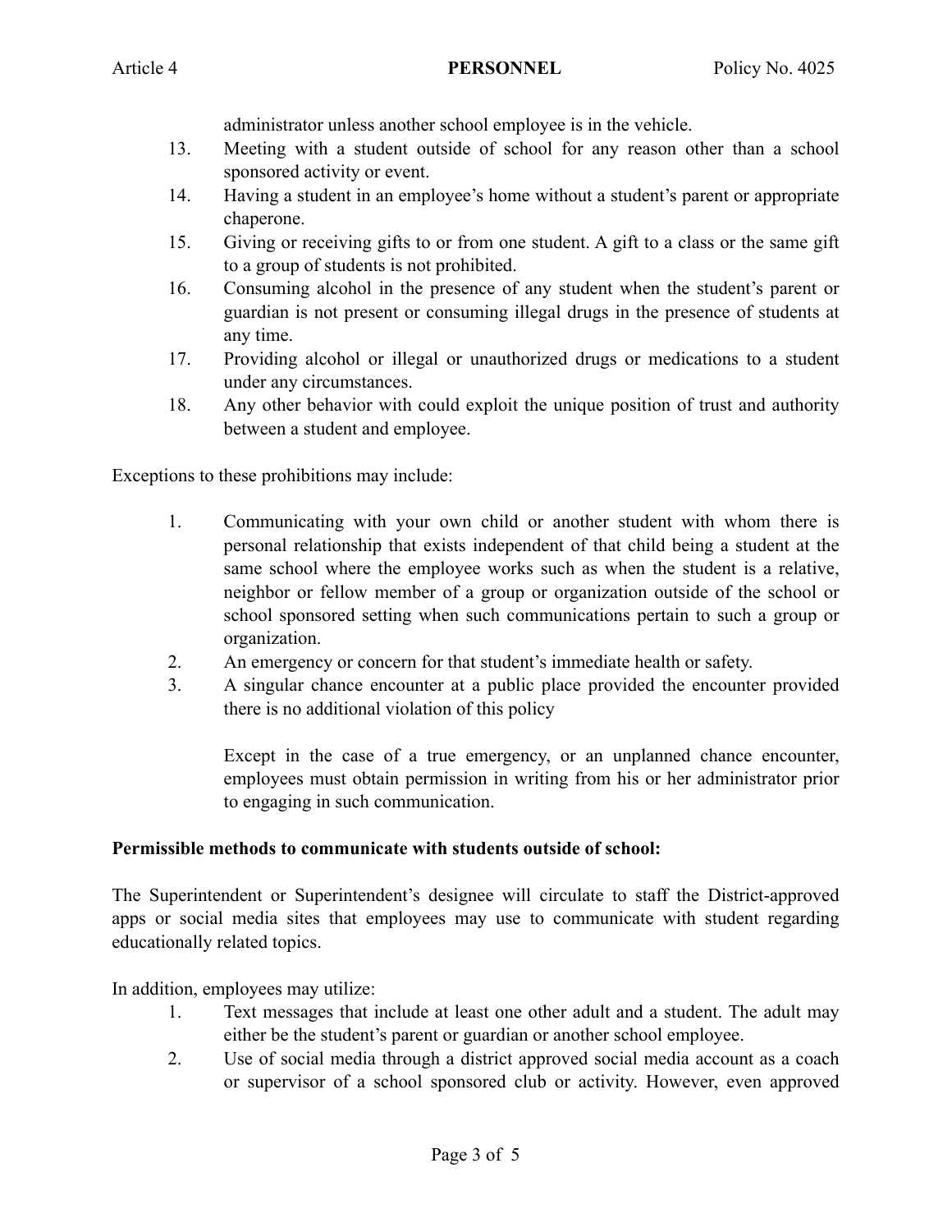administrator unless another school employee is in the vehicle.

13. Meeting with a student outside of school for any reason other than a school sponsored activity or event.
14. Having a student in an employee's home without a student's parent or appropriate chaperone.
15. Giving or receiving gifts to or from one student. A gift to a class or the same gift to a group of students is not prohibited.
16. Consuming alcohol in the presence of any student when the student's parent or guardian is not present or consuming illegal drugs in the presence of students at any time.
17. Providing alcohol or illegal or unauthorized drugs or medications to a student under any circumstances.
18. Any other behavior with could exploit the unique position of trust and authority between a student and employee.

Exceptions to these prohibitions may include:

1. Communicating with your own child or another student with whom there is personal relationship that exists independent of that child being a student at the same school where the employee works such as when the student is a relative, neighbor or fellow member of a group or organization outside of the school or school sponsored setting when such communications pertain to such a group or organization.
2. An emergency or concern for that student's immediate health or safety.
3. A singular chance encounter at a public place provided the encounter provided there is no additional violation of this policy

   Except in the case of a true emergency, or an unplanned chance encounter, employees must obtain permission in writing from his or her administrator prior to engaging in such communication.

**Permissible methods to communicate with students outside of school:**

The Superintendent or Superintendent's designee will circulate to staff the District-approved apps or social media sites that employees may use to communicate with student regarding educationally related topics.

In addition, employees may utilize:

1. Text messages that include at least one other adult and a student. The adult may either be the student's parent or guardian or another school employee.
2. Use of social media through a district approved social media account as a coach or supervisor of a school sponsored club or activity. However, even approved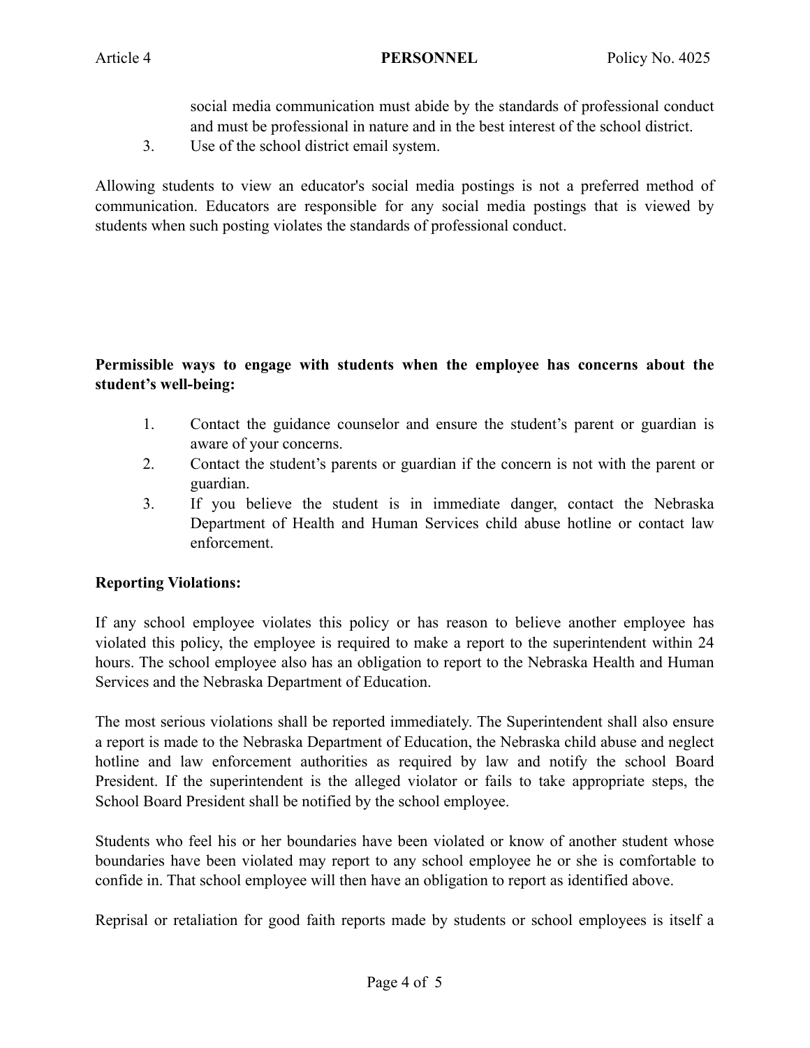social media communication must abide by the standards of professional conduct and must be professional in nature and in the best interest of the school district.

3. Use of the school district email system.

Allowing students to view an educator's social media postings is not a preferred method of communication. Educators are responsible for any social media postings that is viewed by students when such posting violates the standards of professional conduct.

**Permissible ways to engage with students when the employee has concerns about the student's well-being:**

1. Contact the guidance counselor and ensure the student's parent or guardian is aware of your concerns.
2. Contact the student's parents or guardian if the concern is not with the parent or guardian.
3. If you believe the student is in immediate danger, contact the Nebraska Department of Health and Human Services child abuse hotline or contact law enforcement.

**Reporting Violations:**

If any school employee violates this policy or has reason to believe another employee has violated this policy, the employee is required to make a report to the superintendent within 24 hours. The school employee also has an obligation to report to the Nebraska Health and Human Services and the Nebraska Department of Education.

The most serious violations shall be reported immediately. The Superintendent shall also ensure a report is made to the Nebraska Department of Education, the Nebraska child abuse and neglect hotline and law enforcement authorities as required by law and notify the school Board President. If the superintendent is the alleged violator or fails to take appropriate steps, the School Board President shall be notified by the school employee.

Students who feel his or her boundaries have been violated or know of another student whose boundaries have been violated may report to any school employee he or she is comfortable to confide in. That school employee will then have an obligation to report as identified above.

Reprisal or retaliation for good faith reports made by students or school employees is itself a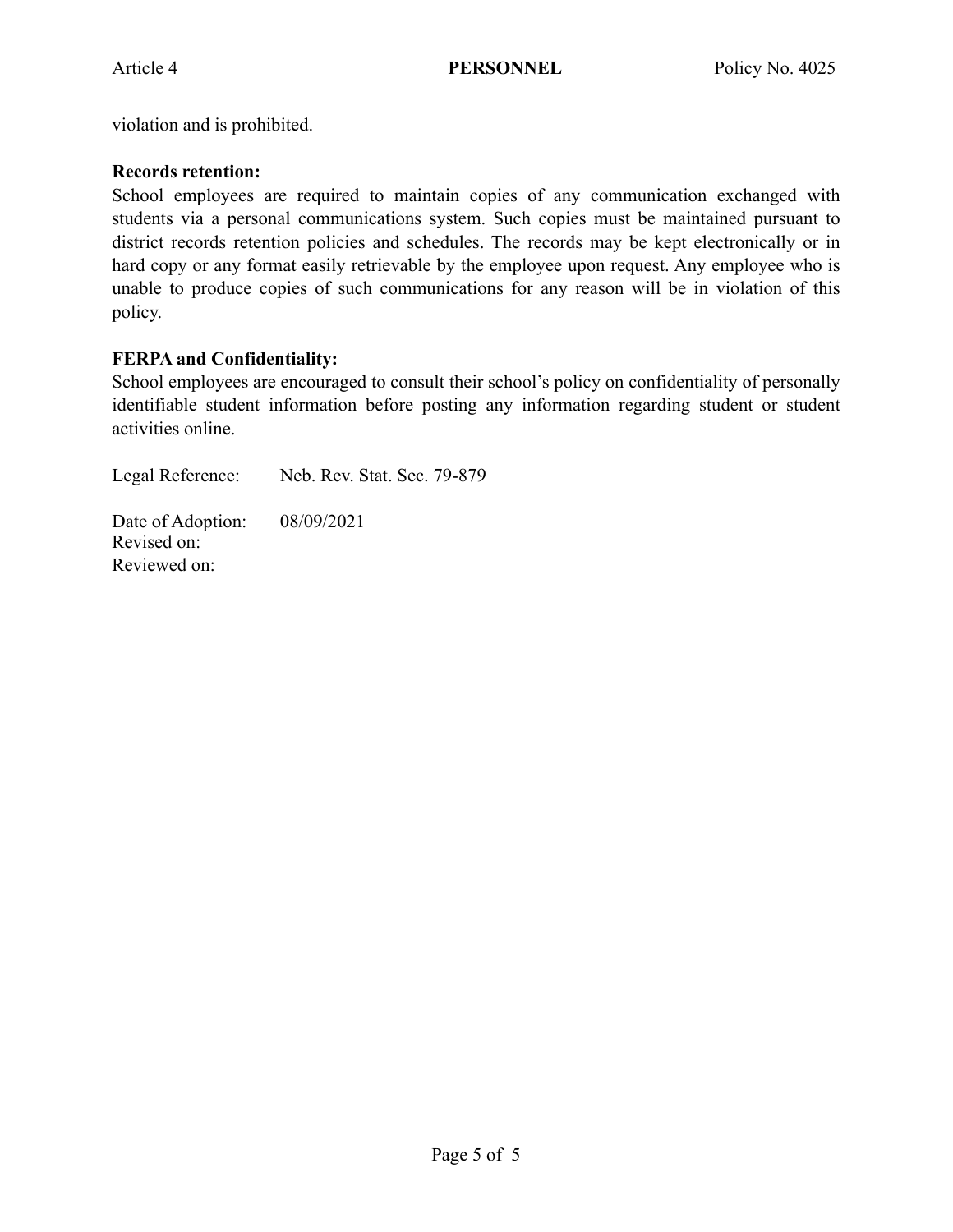violation and is prohibited.

**Records retention:**
School employees are required to maintain copies of any communication exchanged with students via a personal communications system. Such copies must be maintained pursuant to district records retention policies and schedules. The records may be kept electronically or in hard copy or any format easily retrievable by the employee upon request. Any employee who is unable to produce copies of such communications for any reason will be in violation of this policy.

**FERPA and Confidentiality:**
School employees are encouraged to consult their school's policy on confidentiality of personally identifiable student information before posting any information regarding student or student activities online.

Legal Reference: Neb. Rev. Stat. Sec. 79-879

Date of Adoption: 08/09/2021
Revised on:
Reviewed on: